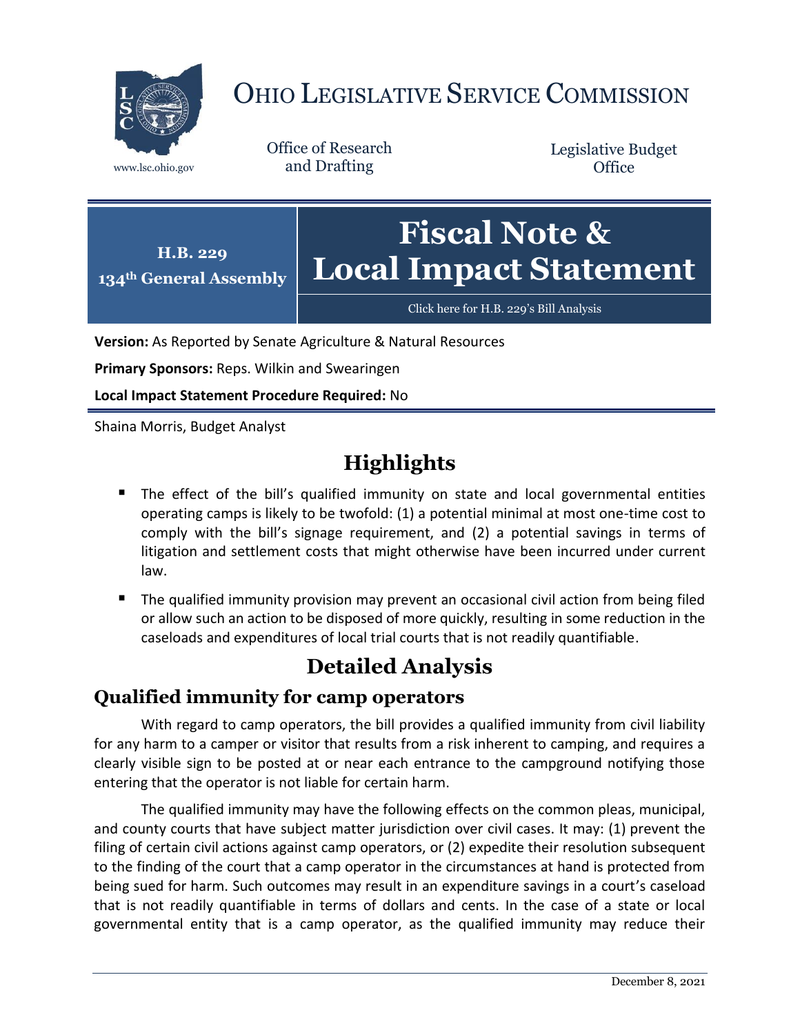# OHIO LEGISLATIVE SERVICE COMMISSION

www.lsc.ohio.gov

Office of Research and Drafting

Legislative Budget Office

**H.B. 229**
**134th General Assembly**

# Fiscal Note & Local Impact Statement

Click here for H.B. 229's Bill Analysis

**Version:** As Reported by Senate Agriculture & Natural Resources

**Primary Sponsors:** Reps. Wilkin and Swearingen

**Local Impact Statement Procedure Required:** No

Shaina Morris, Budget Analyst

## Highlights

- The effect of the bill's qualified immunity on state and local governmental entities operating camps is likely to be twofold: (1) a potential minimal at most one-time cost to comply with the bill's signage requirement, and (2) a potential savings in terms of litigation and settlement costs that might otherwise have been incurred under current law.
- The qualified immunity provision may prevent an occasional civil action from being filed or allow such an action to be disposed of more quickly, resulting in some reduction in the caseloads and expenditures of local trial courts that is not readily quantifiable.

## Detailed Analysis

### Qualified immunity for camp operators

With regard to camp operators, the bill provides a qualified immunity from civil liability for any harm to a camper or visitor that results from a risk inherent to camping, and requires a clearly visible sign to be posted at or near each entrance to the campground notifying those entering that the operator is not liable for certain harm.

The qualified immunity may have the following effects on the common pleas, municipal, and county courts that have subject matter jurisdiction over civil cases. It may: (1) prevent the filing of certain civil actions against camp operators, or (2) expedite their resolution subsequent to the finding of the court that a camp operator in the circumstances at hand is protected from being sued for harm. Such outcomes may result in an expenditure savings in a court's caseload that is not readily quantifiable in terms of dollars and cents. In the case of a state or local governmental entity that is a camp operator, as the qualified immunity may reduce their

December 8, 2021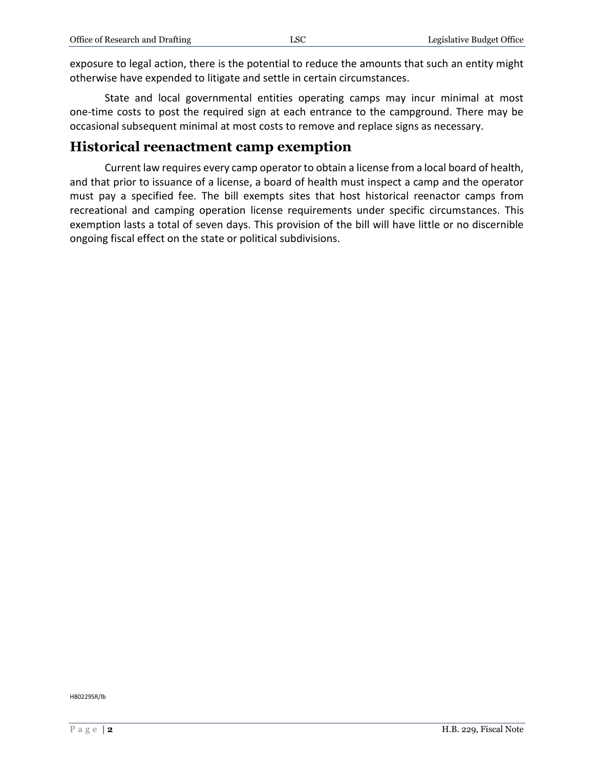exposure to legal action, there is the potential to reduce the amounts that such an entity might otherwise have expended to litigate and settle in certain circumstances.

State and local governmental entities operating camps may incur minimal at most one-time costs to post the required sign at each entrance to the campground. There may be occasional subsequent minimal at most costs to remove and replace signs as necessary.

## Historical reenactment camp exemption

Current law requires every camp operator to obtain a license from a local board of health, and that prior to issuance of a license, a board of health must inspect a camp and the operator must pay a specified fee. The bill exempts sites that host historical reenactor camps from recreational and camping operation license requirements under specific circumstances. This exemption lasts a total of seven days. This provision of the bill will have little or no discernible ongoing fiscal effect on the state or political subdivisions.

HB0229SR/lb